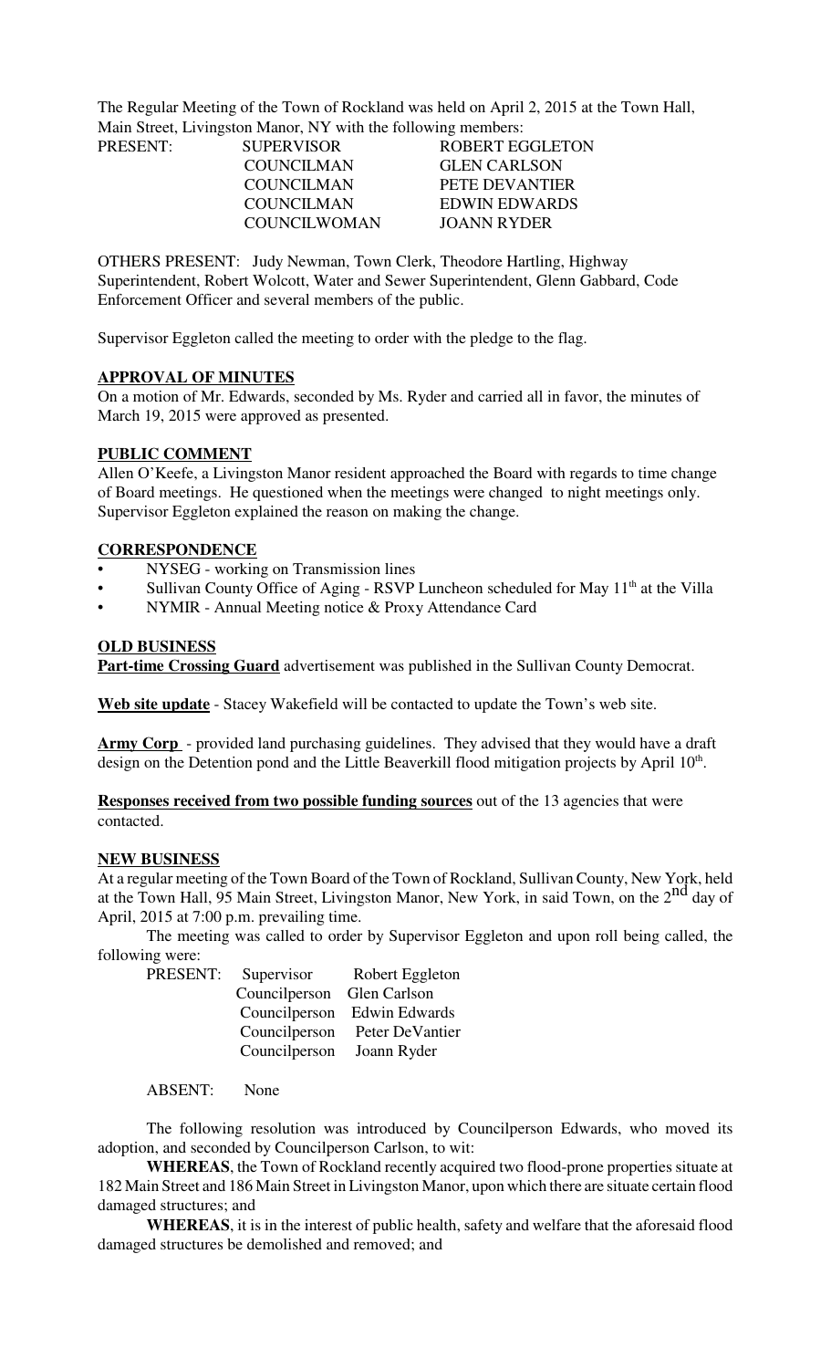The Regular Meeting of the Town of Rockland was held on April 2, 2015 at the Town Hall, Main Street, Livingston Manor, NY with the following members:

| PRESENT: | SUPERVISOR | ROBERT EGGLETON |
|---|---|---|
| | COUNCILMAN | GLEN CARLSON |
| | COUNCILMAN | PETE DEVANTIER |
| | COUNCILMAN | EDWIN EDWARDS |
| | COUNCILWOMAN | JOANN RYDER |

OTHERS PRESENT: Judy Newman, Town Clerk, Theodore Hartling, Highway Superintendent, Robert Wolcott, Water and Sewer Superintendent, Glenn Gabbard, Code Enforcement Officer and several members of the public.

Supervisor Eggleton called the meeting to order with the pledge to the flag.

**APPROVAL OF MINUTES**

On a motion of Mr. Edwards, seconded by Ms. Ryder and carried all in favor, the minutes of March 19, 2015 were approved as presented.

**PUBLIC COMMENT**

Allen O'Keefe, a Livingston Manor resident approached the Board with regards to time change of Board meetings. He questioned when the meetings were changed to night meetings only. Supervisor Eggleton explained the reason on making the change.

**CORRESPONDENCE**

- NYSEG - working on Transmission lines
- Sullivan County Office of Aging - RSVP Luncheon scheduled for May 11th at the Villa
- NYMIR - Annual Meeting notice & Proxy Attendance Card

**OLD BUSINESS**

**Part-time Crossing Guard** advertisement was published in the Sullivan County Democrat.

**Web site update** - Stacey Wakefield will be contacted to update the Town's web site.

**Army Corp** - provided land purchasing guidelines. They advised that they would have a draft design on the Detention pond and the Little Beaverkill flood mitigation projects by April 10th.

**Responses received from two possible funding sources** out of the 13 agencies that were contacted.

**NEW BUSINESS**

At a regular meeting of the Town Board of the Town of Rockland, Sullivan County, New York, held at the Town Hall, 95 Main Street, Livingston Manor, New York, in said Town, on the 2nd day of April, 2015 at 7:00 p.m. prevailing time.

The meeting was called to order by Supervisor Eggleton and upon roll being called, the following were:

| PRESENT: | Supervisor | Robert Eggleton |
|---|---|---|
| | Councilperson | Glen Carlson |
| | Councilperson | Edwin Edwards |
| | Councilperson | Peter DeVantier |
| | Councilperson | Joann Ryder |

ABSENT: None

The following resolution was introduced by Councilperson Edwards, who moved its adoption, and seconded by Councilperson Carlson, to wit:

**WHEREAS**, the Town of Rockland recently acquired two flood-prone properties situate at 182 Main Street and 186 Main Street in Livingston Manor, upon which there are situate certain flood damaged structures; and

**WHEREAS**, it is in the interest of public health, safety and welfare that the aforesaid flood damaged structures be demolished and removed; and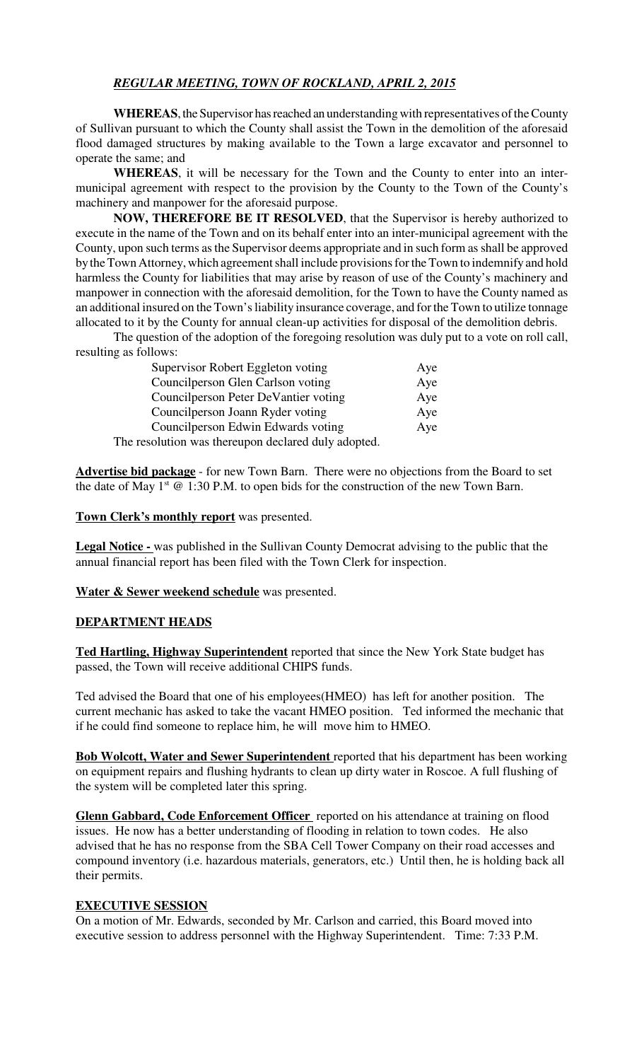***REGULAR MEETING, TOWN OF ROCKLAND, APRIL 2, 2015***

**WHEREAS**, the Supervisor has reached an understanding with representatives of the County of Sullivan pursuant to which the County shall assist the Town in the demolition of the aforesaid flood damaged structures by making available to the Town a large excavator and personnel to operate the same; and

**WHEREAS**, it will be necessary for the Town and the County to enter into an inter-municipal agreement with respect to the provision by the County to the Town of the County's machinery and manpower for the aforesaid purpose.

**NOW, THEREFORE BE IT RESOLVED**, that the Supervisor is hereby authorized to execute in the name of the Town and on its behalf enter into an inter-municipal agreement with the County, upon such terms as the Supervisor deems appropriate and in such form as shall be approved by the Town Attorney, which agreement shall include provisions for the Town to indemnify and hold harmless the County for liabilities that may arise by reason of use of the County's machinery and manpower in connection with the aforesaid demolition, for the Town to have the County named as an additional insured on the Town's liability insurance coverage, and for the Town to utilize tonnage allocated to it by the County for annual clean-up activities for disposal of the demolition debris.

The question of the adoption of the foregoing resolution was duly put to a vote on roll call, resulting as follows:

| | |
|---|---|
| Supervisor Robert Eggleton voting | Aye |
| Councilperson Glen Carlson voting | Aye |
| Councilperson Peter DeVantier voting | Aye |
| Councilperson Joann Ryder voting | Aye |
| Councilperson Edwin Edwards voting | Aye |

The resolution was thereupon declared duly adopted.

**Advertise bid package** - for new Town Barn. There were no objections from the Board to set the date of May 1st @ 1:30 P.M. to open bids for the construction of the new Town Barn.

**Town Clerk's monthly report** was presented.

**Legal Notice -** was published in the Sullivan County Democrat advising to the public that the annual financial report has been filed with the Town Clerk for inspection.

**Water & Sewer weekend schedule** was presented.

## DEPARTMENT HEADS

**Ted Hartling, Highway Superintendent** reported that since the New York State budget has passed, the Town will receive additional CHIPS funds.

Ted advised the Board that one of his employees(HMEO) has left for another position. The current mechanic has asked to take the vacant HMEO position. Ted informed the mechanic that if he could find someone to replace him, he will move him to HMEO.

**Bob Wolcott, Water and Sewer Superintendent** reported that his department has been working on equipment repairs and flushing hydrants to clean up dirty water in Roscoe. A full flushing of the system will be completed later this spring.

**Glenn Gabbard, Code Enforcement Officer** reported on his attendance at training on flood issues. He now has a better understanding of flooding in relation to town codes. He also advised that he has no response from the SBA Cell Tower Company on their road accesses and compound inventory (i.e. hazardous materials, generators, etc.) Until then, he is holding back all their permits.

## EXECUTIVE SESSION

On a motion of Mr. Edwards, seconded by Mr. Carlson and carried, this Board moved into executive session to address personnel with the Highway Superintendent. Time: 7:33 P.M.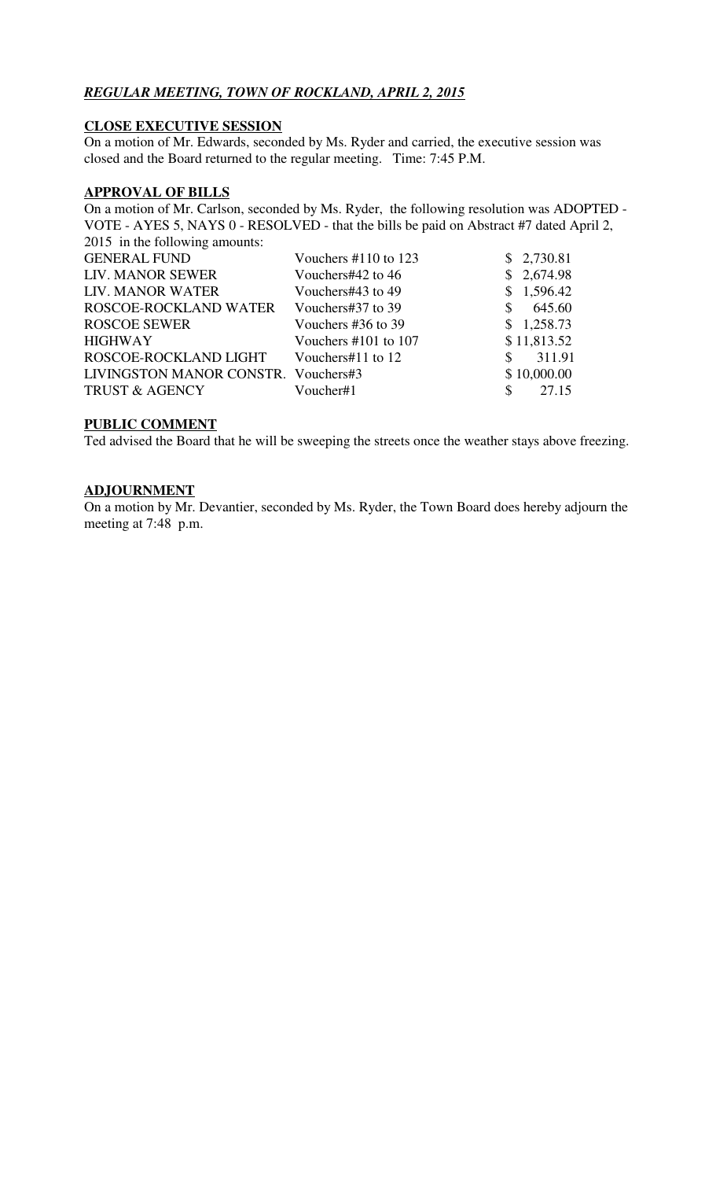***REGULAR MEETING, TOWN OF ROCKLAND, APRIL 2, 2015***

**CLOSE EXECUTIVE SESSION**

On a motion of Mr. Edwards, seconded by Ms. Ryder and carried, the executive session was closed and the Board returned to the regular meeting. Time: 7:45 P.M.

**APPROVAL OF BILLS**

On a motion of Mr. Carlson, seconded by Ms. Ryder, the following resolution was ADOPTED - VOTE - AYES 5, NAYS 0 - RESOLVED - that the bills be paid on Abstract #7 dated April 2, 2015 in the following amounts:

| | | |
|---|---|---|
| GENERAL FUND | Vouchers #110 to 123 | $ 2,730.81 |
| LIV. MANOR SEWER | Vouchers#42 to 46 | $ 2,674.98 |
| LIV. MANOR WATER | Vouchers#43 to 49 | $ 1,596.42 |
| ROSCOE-ROCKLAND WATER | Vouchers#37 to 39 | $ 645.60 |
| ROSCOE SEWER | Vouchers #36 to 39 | $ 1,258.73 |
| HIGHWAY | Vouchers #101 to 107 | $ 11,813.52 |
| ROSCOE-ROCKLAND LIGHT | Vouchers#11 to 12 | $ 311.91 |
| LIVINGSTON MANOR CONSTR. | Vouchers#3 | $ 10,000.00 |
| TRUST & AGENCY | Voucher#1 | $ 27.15 |

**PUBLIC COMMENT**

Ted advised the Board that he will be sweeping the streets once the weather stays above freezing.

**ADJOURNMENT**

On a motion by Mr. Devantier, seconded by Ms. Ryder, the Town Board does hereby adjourn the meeting at 7:48 p.m.